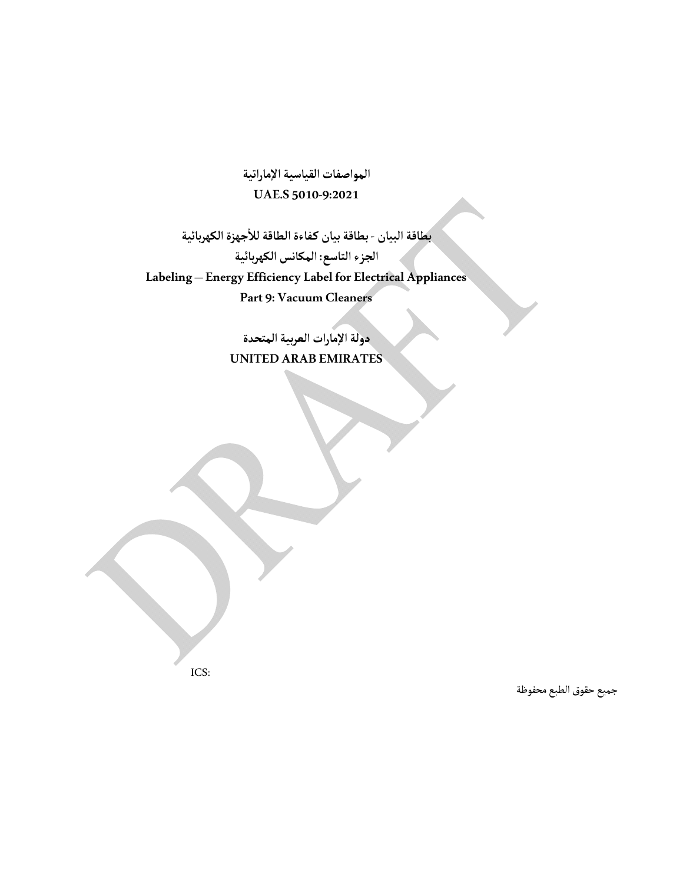**المواصفات القياسية الإماراتية**

**UAE.S 5010-9:2021**

**بطاقة البيان - بطاقة بيان كفاءة الطاقة للأجهزة الكهربائية**

**الجزء التاسع: المكانس الكهربائية**

**Labeling – Energy Efficiency Label for Electrical Appliances**

**Part 9: Vacuum Cleaners**

**دولة الإمارات العربية المتحدة**

**UNITED ARAB EMIRATES**

ICS:

جميع حقوق الطبع محفوظة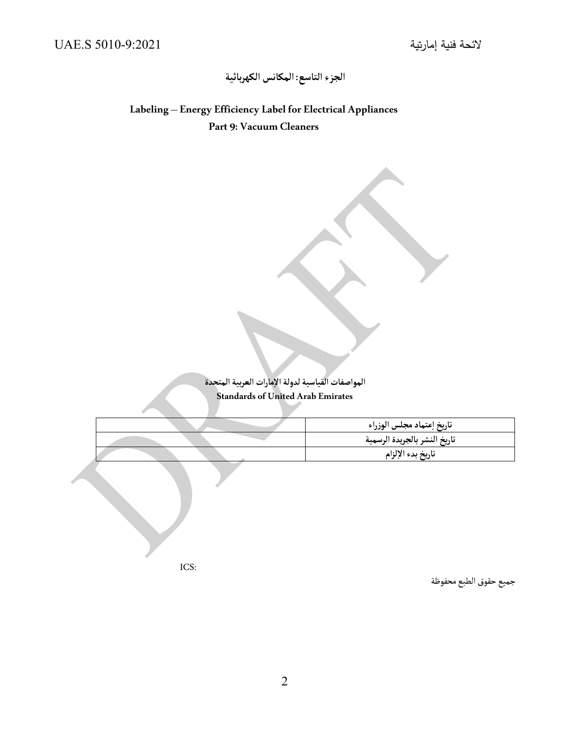## الجزء التاسع: المكانس الكهربائية

**Labeling – Energy Efficiency Label for Electrical Appliances**

**Part 9: Vacuum Cleaners**

**المواصفات القياسية لدولة الإمارات العربية المتحدة**

**Standards of United Arab Emirates**

| | |
|---|---|
| | **تاريخ إعتماد مجلس الوزراء** |
| | **تاريخ النشر بالجريدة الرسمية** |
| | **تاريخ بدء الإلزام** |

ICS:

جميع حقوق الطبع محفوظة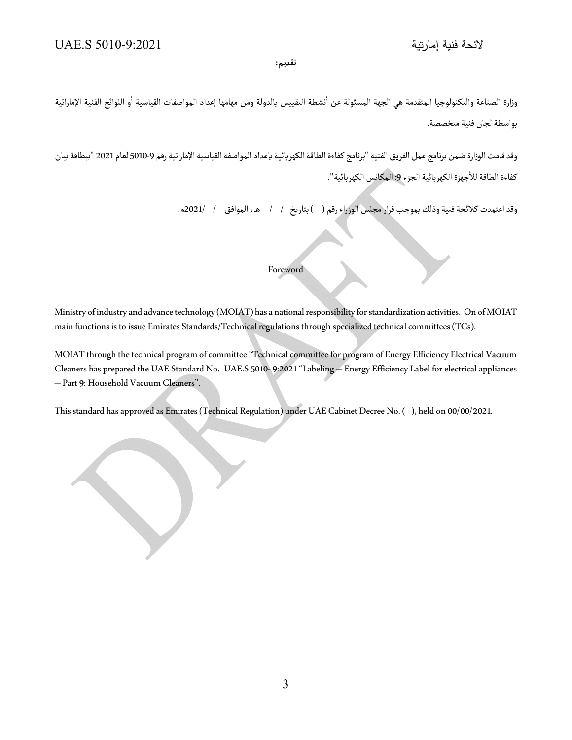**تقديم:**

وزارة الصناعة والتكنولوجيا المتقدمة هي الجهة المسئولة عن أنشطة التقييس بالدولة ومن مهامها إعداد المواصفات القياسية أو اللوائح الفنية الإماراتية بواسطة لجان فنية متخصصة.

وقد قامت الوزارة ضمن برنامج عمل الفريق الفنية "برنامج كفاءة الطاقة الكهربائية بإعداد المواصفة القياسية الإماراتية رقم 9-5010 لعام 2021 "ببطاقة بيان كفاءة الطاقة للأجهزة الكهربائية الجزء 9: المكانس الكهربائية".

وقد اعتمدت كلائحة فنية وذلك بموجب قرار مجلس الوزراء رقم (  ) بتاريخ  /  /  هـ، الموافق  /  /2021م.

## Foreword

Ministry of industry and advance technology (MOIAT) has a national responsibility for standardization activities. On of MOIAT main functions is to issue Emirates Standards/Technical regulations through specialized technical committees (TCs).

MOIAT through the technical program of committee "Technical committee for program of Energy Efficiency Electrical Vacuum Cleaners has prepared the UAE Standard No. UAE.S 5010- 9:2021 "Labeling — Energy Efficiency Label for electrical appliances — Part 9: Household Vacuum Cleaners".

This standard has approved as Emirates (Technical Regulation) under UAE Cabinet Decree No. ( ), held on 00/00/2021.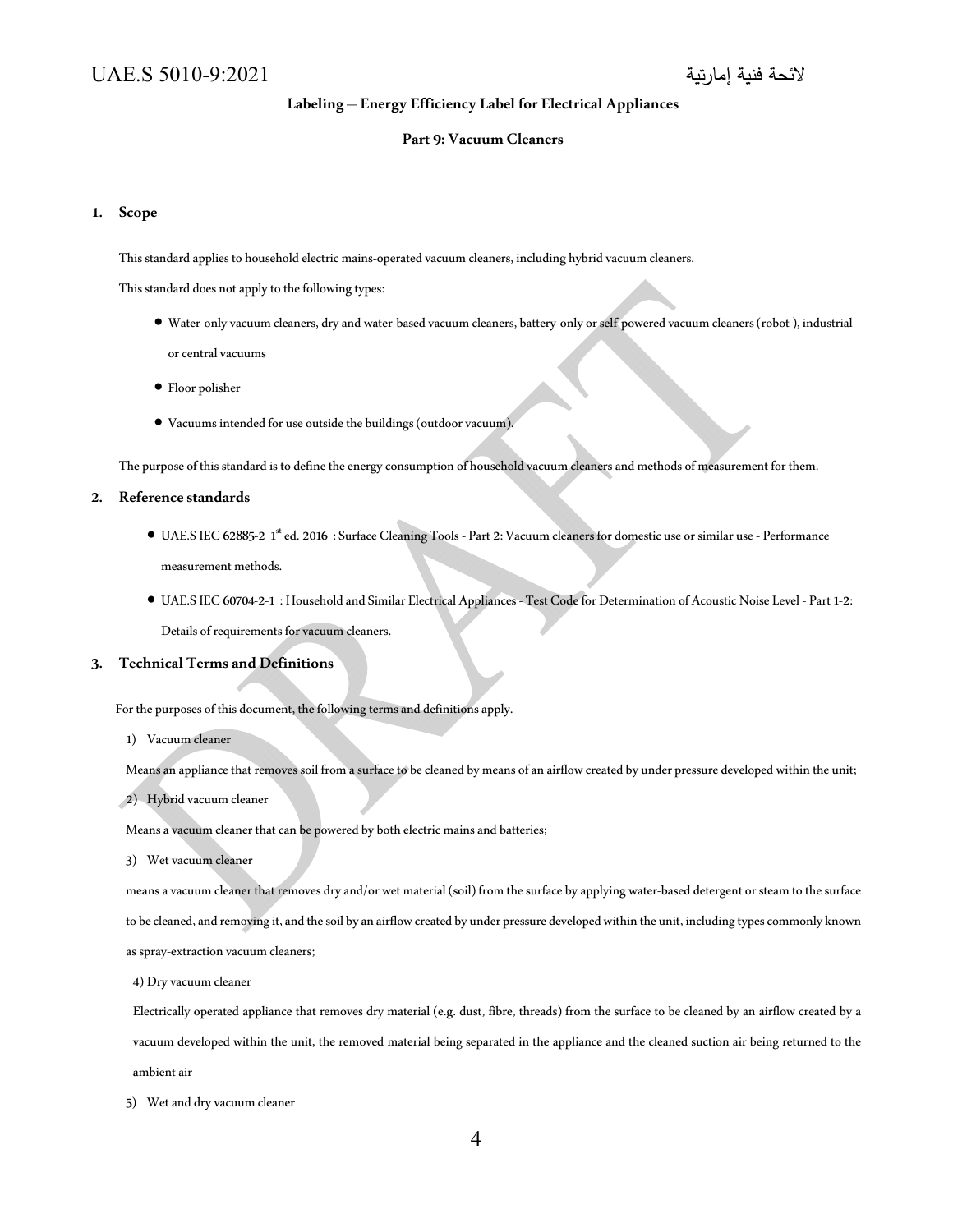**Labeling – Energy Efficiency Label for Electrical Appliances**

**Part 9: Vacuum Cleaners**

## 1. Scope

This standard applies to household electric mains-operated vacuum cleaners, including hybrid vacuum cleaners.

This standard does not apply to the following types:

- Water-only vacuum cleaners, dry and water-based vacuum cleaners, battery-only or self-powered vacuum cleaners (robot ), industrial or central vacuums
- Floor polisher
- Vacuums intended for use outside the buildings (outdoor vacuum).

The purpose of this standard is to define the energy consumption of household vacuum cleaners and methods of measurement for them.

## 2. Reference standards

- UAE.S IEC 62885-2 1st ed. 2016 : Surface Cleaning Tools - Part 2: Vacuum cleaners for domestic use or similar use - Performance measurement methods.
- UAE.S IEC 60704-2-1 : Household and Similar Electrical Appliances - Test Code for Determination of Acoustic Noise Level - Part 1-2: Details of requirements for vacuum cleaners.

## 3. Technical Terms and Definitions

For the purposes of this document, the following terms and definitions apply.

1) Vacuum cleaner

Means an appliance that removes soil from a surface to be cleaned by means of an airflow created by under pressure developed within the unit;

2) Hybrid vacuum cleaner

Means a vacuum cleaner that can be powered by both electric mains and batteries;

3) Wet vacuum cleaner

means a vacuum cleaner that removes dry and/or wet material (soil) from the surface by applying water-based detergent or steam to the surface to be cleaned, and removing it, and the soil by an airflow created by under pressure developed within the unit, including types commonly known as spray-extraction vacuum cleaners;

4) Dry vacuum cleaner

Electrically operated appliance that removes dry material (e.g. dust, fibre, threads) from the surface to be cleaned by an airflow created by a vacuum developed within the unit, the removed material being separated in the appliance and the cleaned suction air being returned to the ambient air

5) Wet and dry vacuum cleaner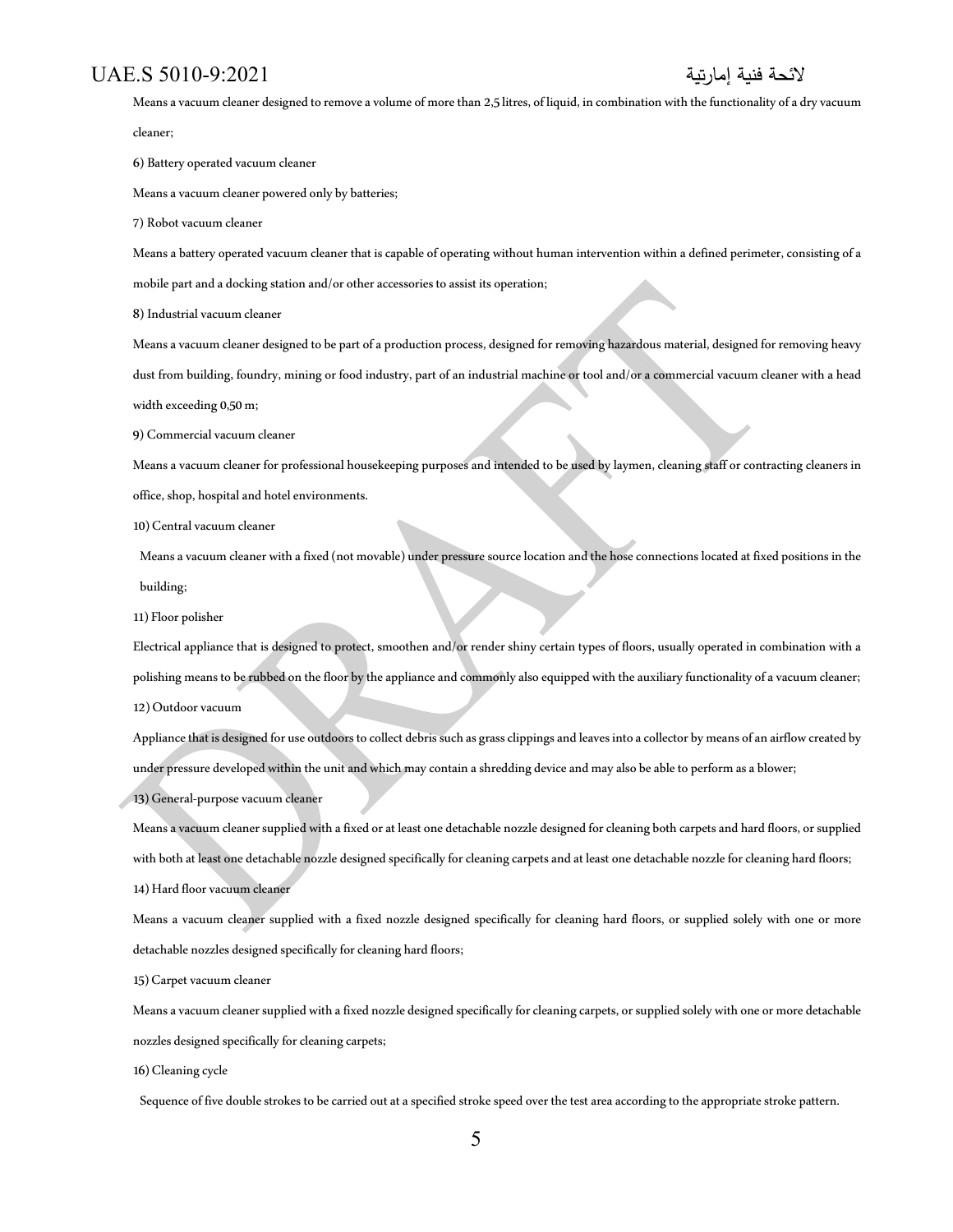Means a vacuum cleaner designed to remove a volume of more than 2,5 litres, of liquid, in combination with the functionality of a dry vacuum cleaner;

6) Battery operated vacuum cleaner

Means a vacuum cleaner powered only by batteries;

7) Robot vacuum cleaner

Means a battery operated vacuum cleaner that is capable of operating without human intervention within a defined perimeter, consisting of a mobile part and a docking station and/or other accessories to assist its operation;

8) Industrial vacuum cleaner

Means a vacuum cleaner designed to be part of a production process, designed for removing hazardous material, designed for removing heavy dust from building, foundry, mining or food industry, part of an industrial machine or tool and/or a commercial vacuum cleaner with a head width exceeding 0,50 m;

9) Commercial vacuum cleaner

Means a vacuum cleaner for professional housekeeping purposes and intended to be used by laymen, cleaning staff or contracting cleaners in office, shop, hospital and hotel environments.

10) Central vacuum cleaner

Means a vacuum cleaner with a fixed (not movable) under pressure source location and the hose connections located at fixed positions in the building;

11) Floor polisher

Electrical appliance that is designed to protect, smoothen and/or render shiny certain types of floors, usually operated in combination with a polishing means to be rubbed on the floor by the appliance and commonly also equipped with the auxiliary functionality of a vacuum cleaner;

12) Outdoor vacuum

Appliance that is designed for use outdoors to collect debris such as grass clippings and leaves into a collector by means of an airflow created by under pressure developed within the unit and which may contain a shredding device and may also be able to perform as a blower;

13) General-purpose vacuum cleaner

Means a vacuum cleaner supplied with a fixed or at least one detachable nozzle designed for cleaning both carpets and hard floors, or supplied with both at least one detachable nozzle designed specifically for cleaning carpets and at least one detachable nozzle for cleaning hard floors;

14) Hard floor vacuum cleaner

Means a vacuum cleaner supplied with a fixed nozzle designed specifically for cleaning hard floors, or supplied solely with one or more detachable nozzles designed specifically for cleaning hard floors;

15) Carpet vacuum cleaner

Means a vacuum cleaner supplied with a fixed nozzle designed specifically for cleaning carpets, or supplied solely with one or more detachable nozzles designed specifically for cleaning carpets;

16) Cleaning cycle

Sequence of five double strokes to be carried out at a specified stroke speed over the test area according to the appropriate stroke pattern.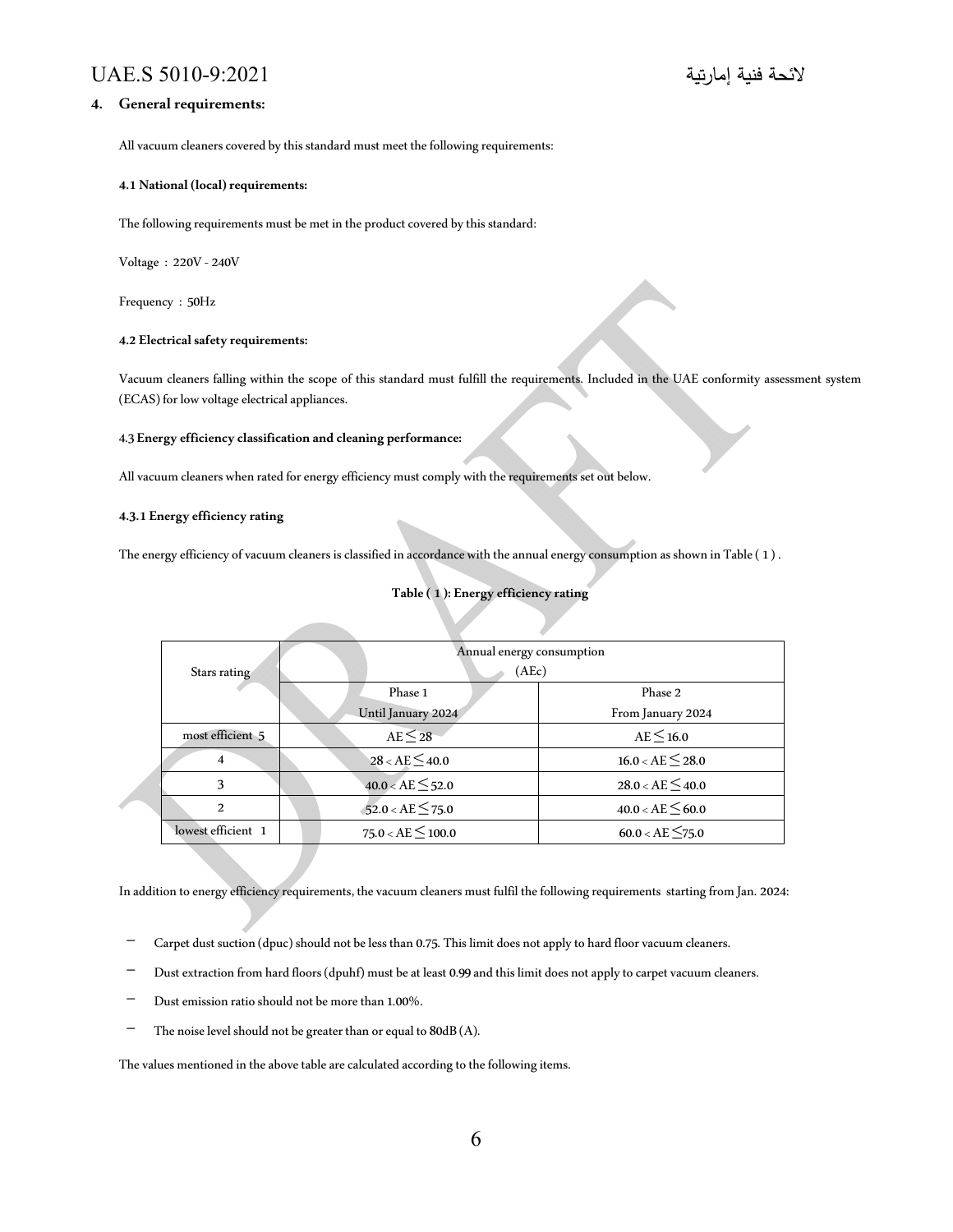## 4. General requirements:

All vacuum cleaners covered by this standard must meet the following requirements:

### 4.1 National (local) requirements:

The following requirements must be met in the product covered by this standard:

Voltage : 220V - 240V

Frequency : 50Hz

### 4.2 Electrical safety requirements:

Vacuum cleaners falling within the scope of this standard must fulfill the requirements. Included in the UAE conformity assessment system (ECAS) for low voltage electrical appliances.

### 4.3 Energy efficiency classification and cleaning performance:

All vacuum cleaners when rated for energy efficiency must comply with the requirements set out below.

#### 4.3.1 Energy efficiency rating

The energy efficiency of vacuum cleaners is classified in accordance with the annual energy consumption as shown in Table ( 1 ) .

**Table ( 1 ): Energy efficiency rating**

| Stars rating | Annual energy consumption (AEc) | |
|---|---|---|
| | Phase 1 Until January 2024 | Phase 2 From January 2024 |
| most efficient 5 | $AE \leq 28$ | $AE \leq 16.0$ |
| 4 | $28 < AE \leq 40.0$ | $16.0 < AE \leq 28.0$ |
| 3 | $40.0 < AE \leq 52.0$ | $28.0 < AE \leq 40.0$ |
| 2 | $52.0 < AE \leq 75.0$ | $40.0 < AE \leq 60.0$ |
| lowest efficient 1 | $75.0 < AE \leq 100.0$ | $60.0 < AE \leq 75.0$ |

In addition to energy efficiency requirements, the vacuum cleaners must fulfil the following requirements starting from Jan. 2024:

- Carpet dust suction (dpuc) should not be less than 0.75. This limit does not apply to hard floor vacuum cleaners.
- Dust extraction from hard floors (dpuhf) must be at least 0.99 and this limit does not apply to carpet vacuum cleaners.
- Dust emission ratio should not be more than 1.00%.
- The noise level should not be greater than or equal to 80dB (A).

The values mentioned in the above table are calculated according to the following items.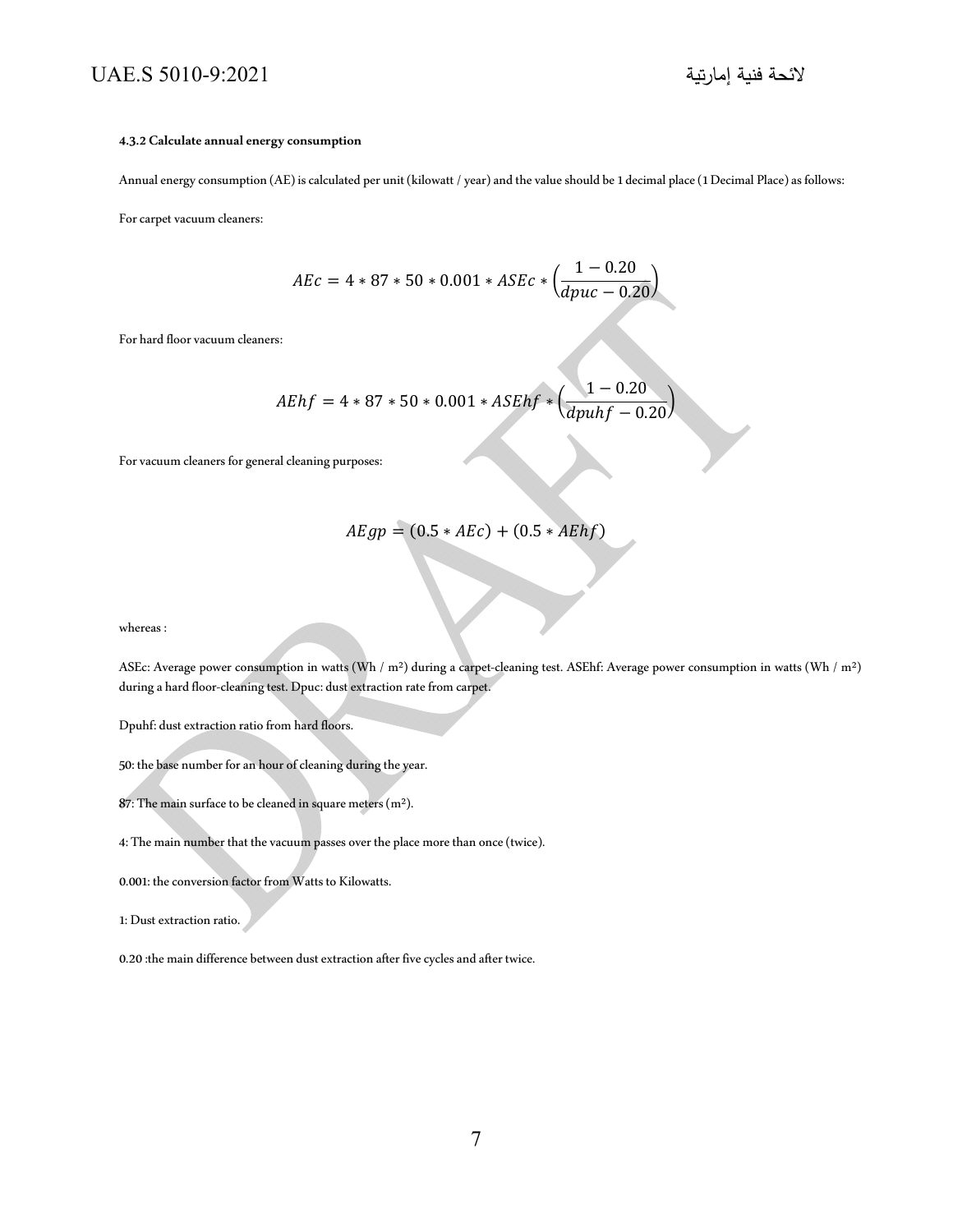#### 4.3.2 Calculate annual energy consumption

Annual energy consumption (AE) is calculated per unit (kilowatt / year) and the value should be 1 decimal place (1 Decimal Place) as follows:

For carpet vacuum cleaners:

$$AEc = 4 * 87 * 50 * 0.001 * ASEc * \left(\frac{1 - 0.20}{dpuc - 0.20}\right)$$

For hard floor vacuum cleaners:

$$AEhf = 4 * 87 * 50 * 0.001 * ASEhf * \left(\frac{1 - 0.20}{dpuhf - 0.20}\right)$$

For vacuum cleaners for general cleaning purposes:

$$AEgp = (0.5 * AEc) + (0.5 * AEhf)$$

whereas :

ASEc: Average power consumption in watts (Wh / m²) during a carpet-cleaning test. ASEhf: Average power consumption in watts (Wh / m²) during a hard floor-cleaning test. Dpuc: dust extraction rate from carpet.

Dpuhf: dust extraction ratio from hard floors.

50: the base number for an hour of cleaning during the year.

87: The main surface to be cleaned in square meters (m²).

4: The main number that the vacuum passes over the place more than once (twice).

0.001: the conversion factor from Watts to Kilowatts.

1: Dust extraction ratio.

0.20 :the main difference between dust extraction after five cycles and after twice.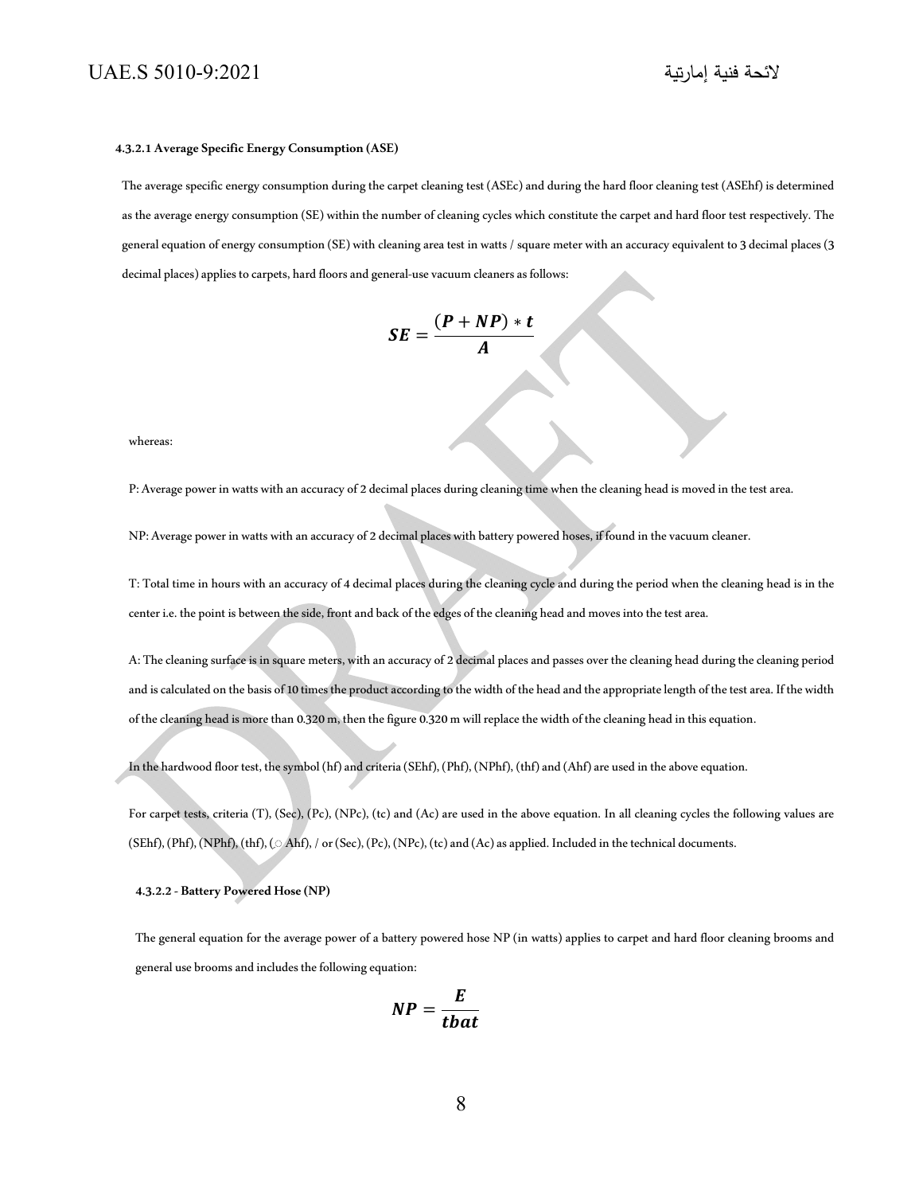#### 4.3.2.1 Average Specific Energy Consumption (ASE)

The average specific energy consumption during the carpet cleaning test (ASEc) and during the hard floor cleaning test (ASEhf) is determined as the average energy consumption (SE) within the number of cleaning cycles which constitute the carpet and hard floor test respectively. The general equation of energy consumption (SE) with cleaning area test in watts / square meter with an accuracy equivalent to 3 decimal places (3 decimal places) applies to carpets, hard floors and general-use vacuum cleaners as follows:

$$SE = \frac{(P + NP) * t}{A}$$

whereas:

P: Average power in watts with an accuracy of 2 decimal places during cleaning time when the cleaning head is moved in the test area.

NP: Average power in watts with an accuracy of 2 decimal places with battery powered hoses, if found in the vacuum cleaner.

T: Total time in hours with an accuracy of 4 decimal places during the cleaning cycle and during the period when the cleaning head is in the center i.e. the point is between the side, front and back of the edges of the cleaning head and moves into the test area.

A: The cleaning surface is in square meters, with an accuracy of 2 decimal places and passes over the cleaning head during the cleaning period and is calculated on the basis of 10 times the product according to the width of the head and the appropriate length of the test area. If the width of the cleaning head is more than 0.320 m, then the figure 0.320 m will replace the width of the cleaning head in this equation.

In the hardwood floor test, the symbol (hf) and criteria (SEhf), (Phf), (NPhf), (thf) and (Ahf) are used in the above equation.

For carpet tests, criteria (T), (Sec), (Pc), (NPc), (tc) and (Ac) are used in the above equation. In all cleaning cycles the following values are (SEhf), (Phf), (NPhf), (thf), (○ Ahf), / or (Sec), (Pc), (NPc), (tc) and (Ac) as applied. Included in the technical documents.

#### 4.3.2.2 - Battery Powered Hose (NP)

The general equation for the average power of a battery powered hose NP (in watts) applies to carpet and hard floor cleaning brooms and general use brooms and includes the following equation:

$$NP = \frac{E}{tbat}$$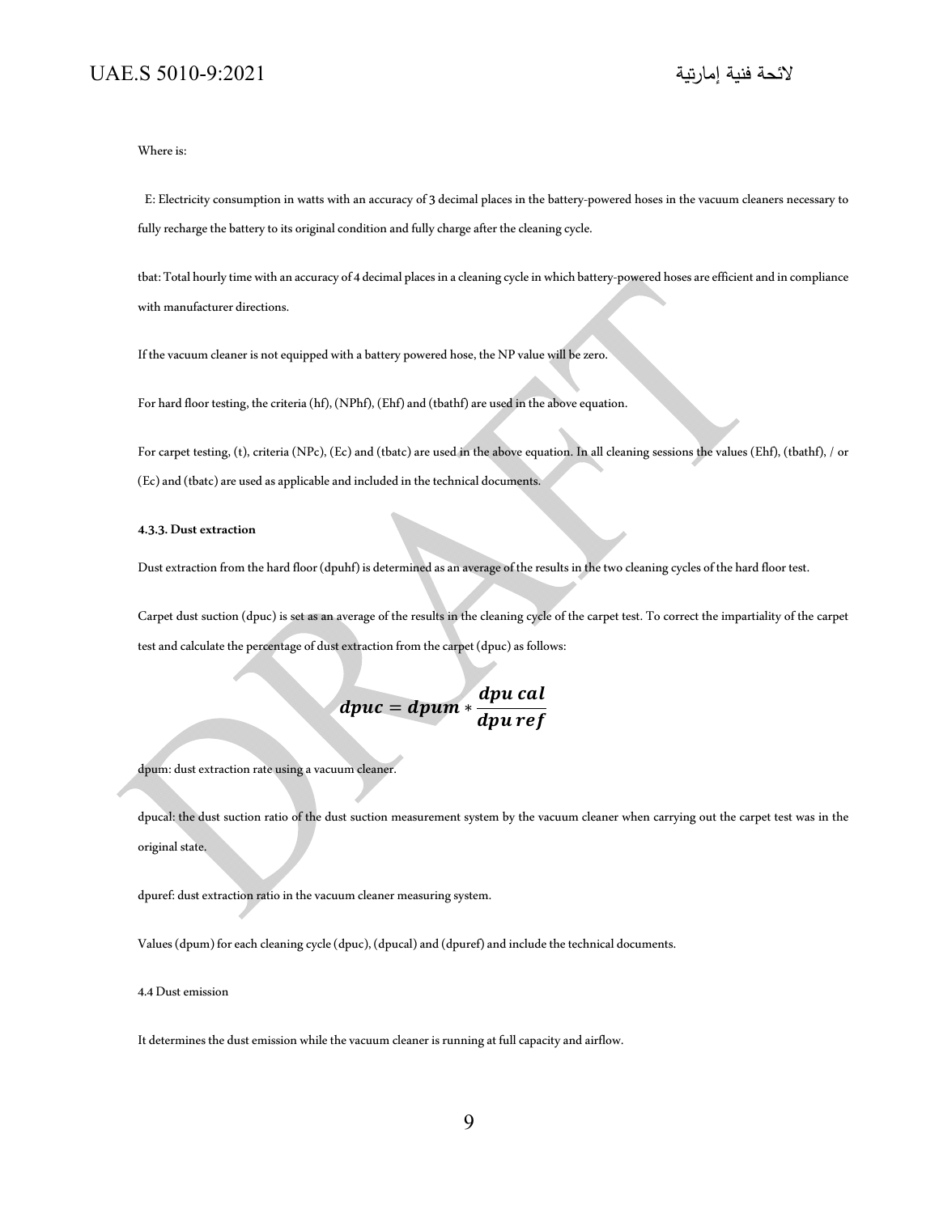Where is:

E: Electricity consumption in watts with an accuracy of 3 decimal places in the battery-powered hoses in the vacuum cleaners necessary to fully recharge the battery to its original condition and fully charge after the cleaning cycle.

tbat: Total hourly time with an accuracy of 4 decimal places in a cleaning cycle in which battery-powered hoses are efficient and in compliance with manufacturer directions.

If the vacuum cleaner is not equipped with a battery powered hose, the NP value will be zero.

For hard floor testing, the criteria (hf), (NPhf), (Ehf) and (tbathf) are used in the above equation.

For carpet testing, (t), criteria (NPc), (Ec) and (tbatc) are used in the above equation. In all cleaning sessions the values (Ehf), (tbathf), / or (Ec) and (tbatc) are used as applicable and included in the technical documents.

**4.3.3. Dust extraction**

Dust extraction from the hard floor (dpuhf) is determined as an average of the results in the two cleaning cycles of the hard floor test.

Carpet dust suction (dpuc) is set as an average of the results in the cleaning cycle of the carpet test. To correct the impartiality of the carpet test and calculate the percentage of dust extraction from the carpet (dpuc) as follows:

$$\boldsymbol{dpuc = dpum * \frac{dpu\ cal}{dpu\ ref}}$$

dpum: dust extraction rate using a vacuum cleaner.

dpucal: the dust suction ratio of the dust suction measurement system by the vacuum cleaner when carrying out the carpet test was in the original state.

dpuref: dust extraction ratio in the vacuum cleaner measuring system.

Values (dpum) for each cleaning cycle (dpuc), (dpucal) and (dpuref) and include the technical documents.

4.4 Dust emission

It determines the dust emission while the vacuum cleaner is running at full capacity and airflow.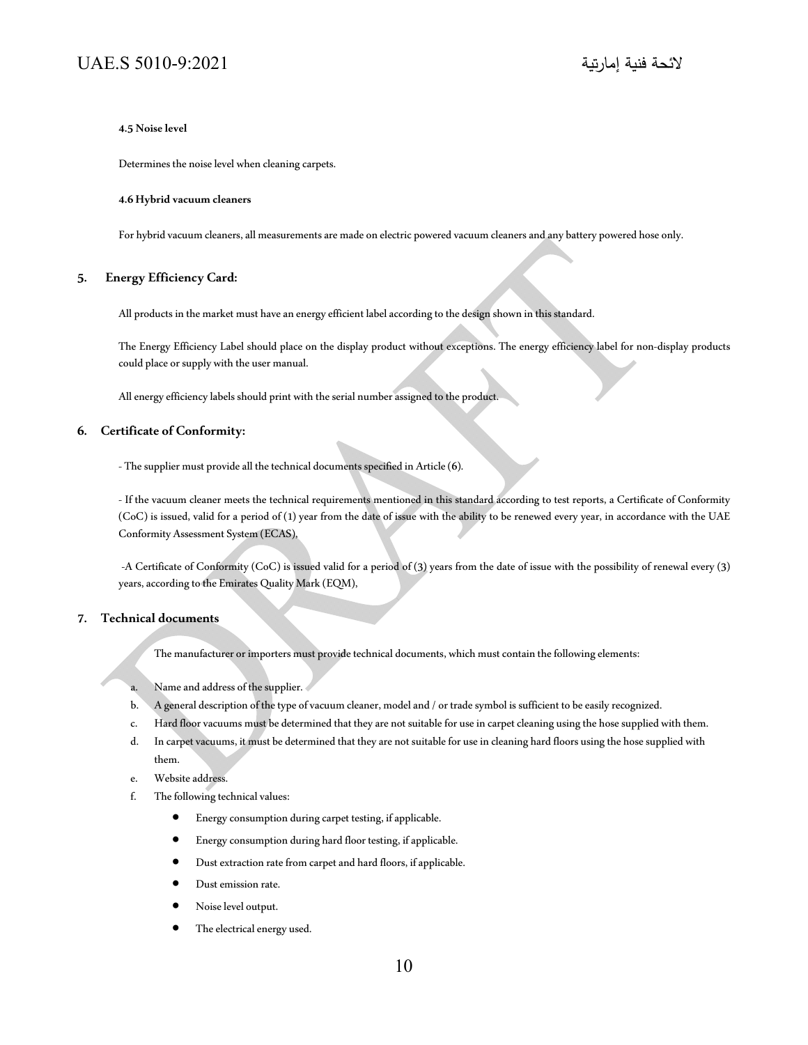#### 4.5 Noise level

Determines the noise level when cleaning carpets.

#### 4.6 Hybrid vacuum cleaners

For hybrid vacuum cleaners, all measurements are made on electric powered vacuum cleaners and any battery powered hose only.

## 5. Energy Efficiency Card:

All products in the market must have an energy efficient label according to the design shown in this standard.

The Energy Efficiency Label should place on the display product without exceptions. The energy efficiency label for non-display products could place or supply with the user manual.

All energy efficiency labels should print with the serial number assigned to the product.

## 6. Certificate of Conformity:

- The supplier must provide all the technical documents specified in Article (6).

- If the vacuum cleaner meets the technical requirements mentioned in this standard according to test reports, a Certificate of Conformity (CoC) is issued, valid for a period of (1) year from the date of issue with the ability to be renewed every year, in accordance with the UAE Conformity Assessment System (ECAS),

-A Certificate of Conformity (CoC) is issued valid for a period of (3) years from the date of issue with the possibility of renewal every (3) years, according to the Emirates Quality Mark (EQM),

## 7. Technical documents

The manufacturer or importers must provide technical documents, which must contain the following elements:

a. Name and address of the supplier.
b. A general description of the type of vacuum cleaner, model and / or trade symbol is sufficient to be easily recognized.
c. Hard floor vacuums must be determined that they are not suitable for use in carpet cleaning using the hose supplied with them.
d. In carpet vacuums, it must be determined that they are not suitable for use in cleaning hard floors using the hose supplied with them.
e. Website address.
f. The following technical values:
    - Energy consumption during carpet testing, if applicable.
    - Energy consumption during hard floor testing, if applicable.
    - Dust extraction rate from carpet and hard floors, if applicable.
    - Dust emission rate.
    - Noise level output.
    - The electrical energy used.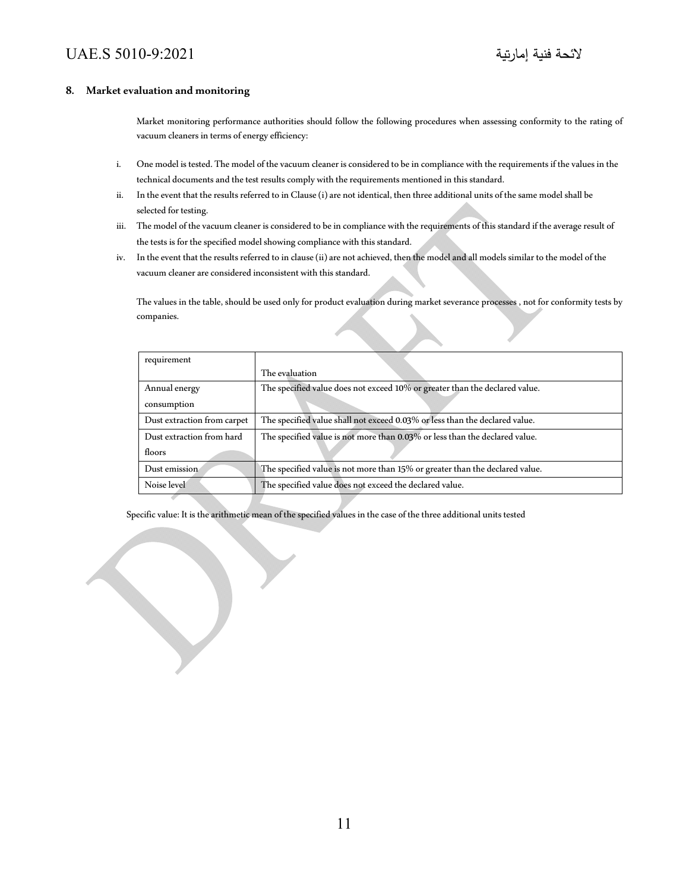## 8. Market evaluation and monitoring

Market monitoring performance authorities should follow the following procedures when assessing conformity to the rating of vacuum cleaners in terms of energy efficiency:

i. One model is tested. The model of the vacuum cleaner is considered to be in compliance with the requirements if the values in the technical documents and the test results comply with the requirements mentioned in this standard.

ii. In the event that the results referred to in Clause (i) are not identical, then three additional units of the same model shall be selected for testing.

iii. The model of the vacuum cleaner is considered to be in compliance with the requirements of this standard if the average result of the tests is for the specified model showing compliance with this standard.

iv. In the event that the results referred to in clause (ii) are not achieved, then the model and all models similar to the model of the vacuum cleaner are considered inconsistent with this standard.

The values in the table, should be used only for product evaluation during market severance processes , not for conformity tests by companies.

| requirement | The evaluation |
|---|---|
| Annual energy consumption | The specified value does not exceed 10% or greater than the declared value. |
| Dust extraction from carpet | The specified value shall not exceed 0.03% or less than the declared value. |
| Dust extraction from hard floors | The specified value is not more than 0.03% or less than the declared value. |
| Dust emission | The specified value is not more than 15% or greater than the declared value. |
| Noise level | The specified value does not exceed the declared value. |

Specific value: It is the arithmetic mean of the specified values in the case of the three additional units tested